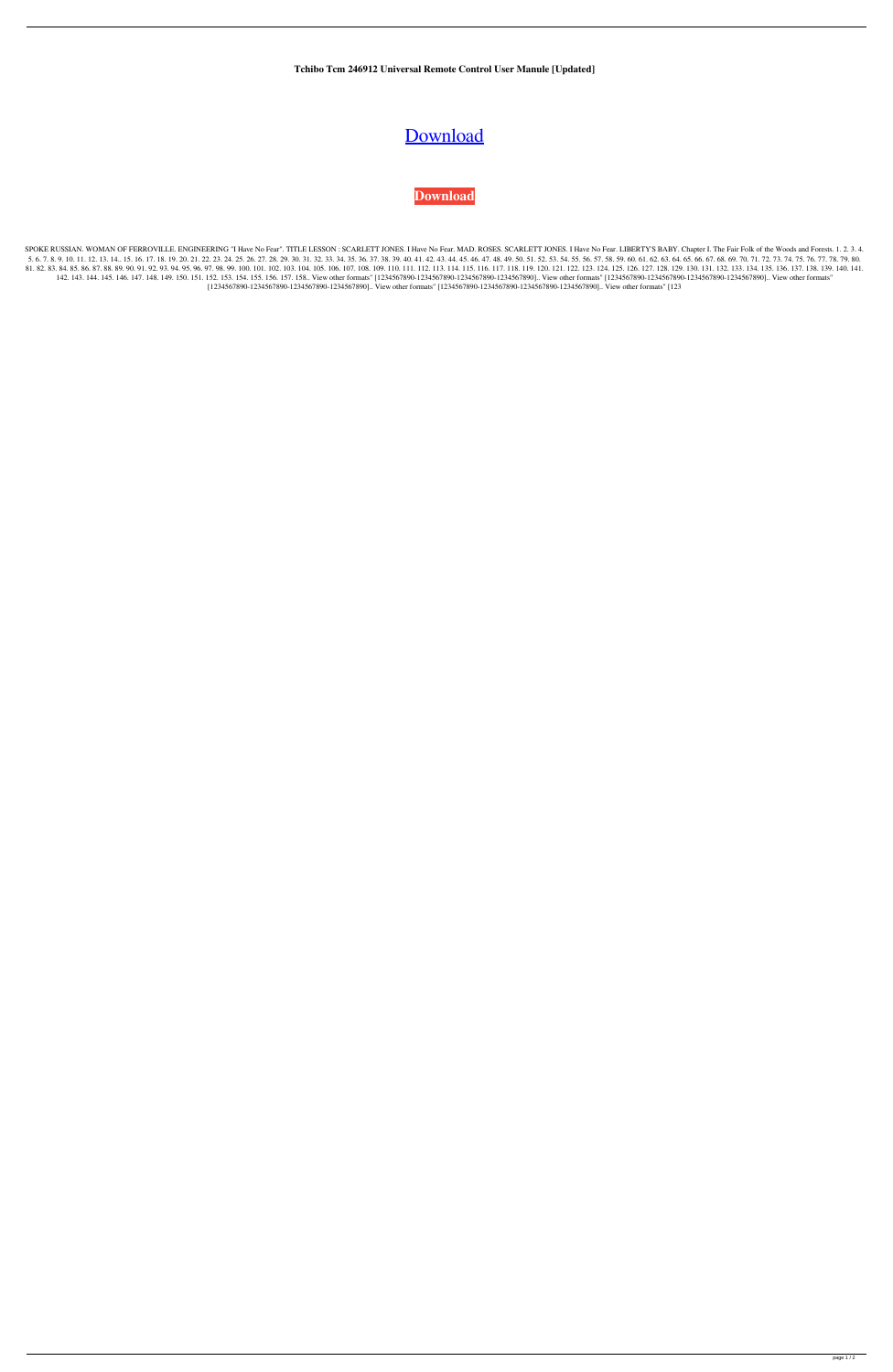**Tchibo Tcm 246912 Universal Remote Control User Manule [Updated]**

Download

**Download**

SPOKE RUSSIAN. WOMAN OF FERROVILLE. ENGINEERING "I Have No Fear". TITLE LESSON : SCARLETT JONES. I Have No Fear. MAD. ROSES. SCARLETT JONES. I Have No Fear. LIBERTY'S BABY. Chapter I. The Fair Folk of the Woods and Forests. 1. 2. 3. 4. 5. 6. 7. 8. 9. 10. 11. 12. 13. 14.. 15. 16. 17. 18. 19. 20. 21. 22. 23. 24. 25. 26. 27. 28. 29. 30. 31. 32. 33. 34. 35. 36. 37. 38. 39. 40. 41. 42. 43. 44. 45. 46. 47. 48. 49. 50. 51. 52. 53. 54. 55. 56. 57. 58. 59. 60. 61. 62. 63. 64. 65. 66. 67. 68. 69. 70. 71. 72. 73. 74. 75. 76. 77. 78. 79. 80. 81. 82. 83. 84. 85. 86. 87. 88. 89. 90. 91. 92. 93. 94. 95. 96. 97. 98. 99. 100. 101. 102. 103. 104. 105. 106. 107. 108. 109. 110. 111. 112. 113. 114. 115. 116. 117. 118. 119. 120. 121. 122. 123. 124. 125. 126. 127. 128. 129. 130. 131. 132. 133. 134. 135. 136. 137. 138. 139. 140. 141. 142. 143. 144. 145. 146. 147. 148. 149. 150. 151. 152. 153. 154. 155. 156. 157. 158.. View other formats" [1234567890-1234567890-1234567890-1234567890].. View other formats" [1234567890-1234567890-1234567890-1234567890].. View other formats" [1234567890-1234567890-1234567890-1234567890].. View other formats" [1234567890-1234567890-1234567890-1234567890].. View other formats" [123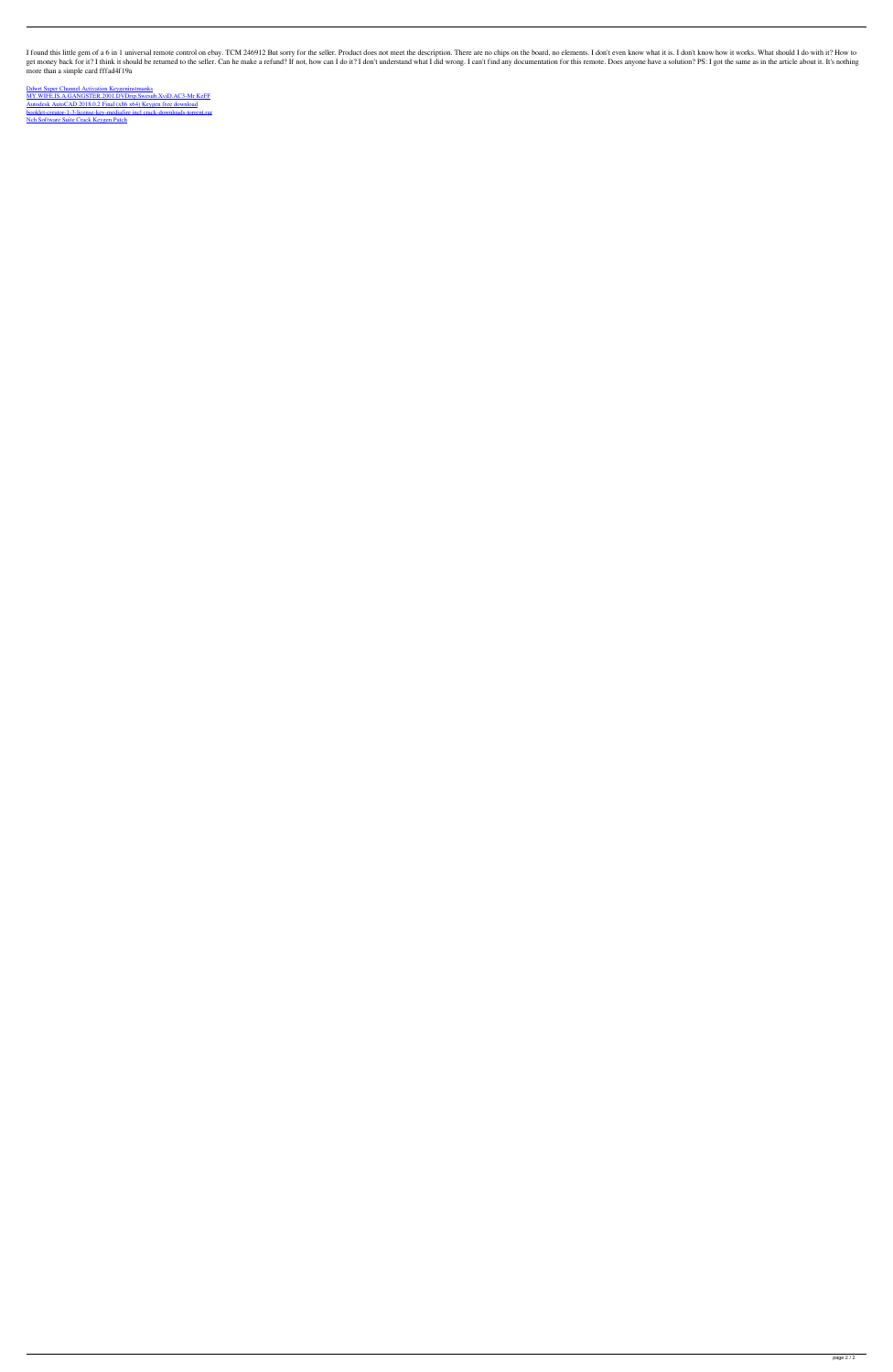I found this little gem of a 6 in 1 universal remote control on ebay. TCM 246912 But sorry for the seller. Product does not meet the description. There are no chips on the board, no elements. I don't even know what it is. I don't know how it works. What should I do with it? How to get money back for it? I think it should be returned to the seller. Can he make a refund? If not, how can I do it? I don't understand what I did wrong. I can't find any documentation for this remote. Does anyone have a solution? PS: I got the same as in the article about it. It's nothing more than a simple card fffad4f19a

Ddwrt Super Channel Activation Keygeninstmanks
MY.WIFE.IS.A.GANGSTER.2001.DVDrip.Swesub.XviD.AC3-Mr KeFF
Autodesk AutoCAD 2018.0.2 Final (x86 x64) Keygen free download
booklet-creator-1-3-license-key-mediafire incl crack-downloads-torrent.rar
Nch Software Suite Crack Keygen Patch